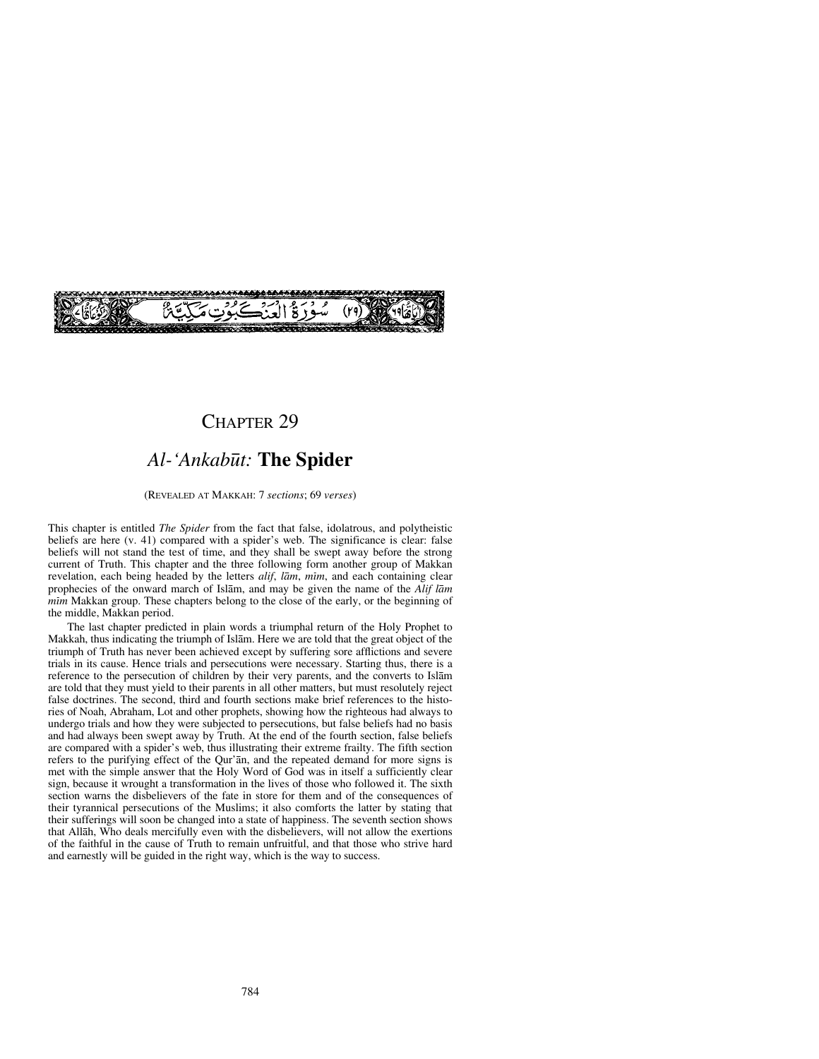سُورَةُ الْعَنْكَبُوتِ مَكِّيَّةٌ (٢٩)

# CHAPTER 29

## *Al-'Ankabūt:* **The Spider**

(REVEALED AT MAKKAH: 7 *sections*; 69 *verses*)

This chapter is entitled *The Spider* from the fact that false, idolatrous, and polytheistic beliefs are here (v. 41) compared with a spider's web. The significance is clear: false beliefs will not stand the test of time, and they shall be swept away before the strong current of Truth. This chapter and the three following form another group of Makkan revelation, each being headed by the letters *alif*, *lām*, *mīm*, and each containing clear prophecies of the onward march of Islām, and may be given the name of the *Alif lām mīm* Makkan group. These chapters belong to the close of the early, or the beginning of the middle, Makkan period.

The last chapter predicted in plain words a triumphal return of the Holy Prophet to Makkah, thus indicating the triumph of Islām. Here we are told that the great object of the triumph of Truth has never been achieved except by suffering sore afflictions and severe trials in its cause. Hence trials and persecutions were necessary. Starting thus, there is a reference to the persecution of children by their very parents, and the converts to Islām are told that they must yield to their parents in all other matters, but must resolutely reject false doctrines. The second, third and fourth sections make brief references to the histories of Noah, Abraham, Lot and other prophets, showing how the righteous had always to undergo trials and how they were subjected to persecutions, but false beliefs had no basis and had always been swept away by Truth. At the end of the fourth section, false beliefs are compared with a spider's web, thus illustrating their extreme frailty. The fifth section refers to the purifying effect of the Qur'ān, and the repeated demand for more signs is met with the simple answer that the Holy Word of God was in itself a sufficiently clear sign, because it wrought a transformation in the lives of those who followed it. The sixth section warns the disbelievers of the fate in store for them and of the consequences of their tyrannical persecutions of the Muslims; it also comforts the latter by stating that their sufferings will soon be changed into a state of happiness. The seventh section shows that Allāh, Who deals mercifully even with the disbelievers, will not allow the exertions of the faithful in the cause of Truth to remain unfruitful, and that those who strive hard and earnestly will be guided in the right way, which is the way to success.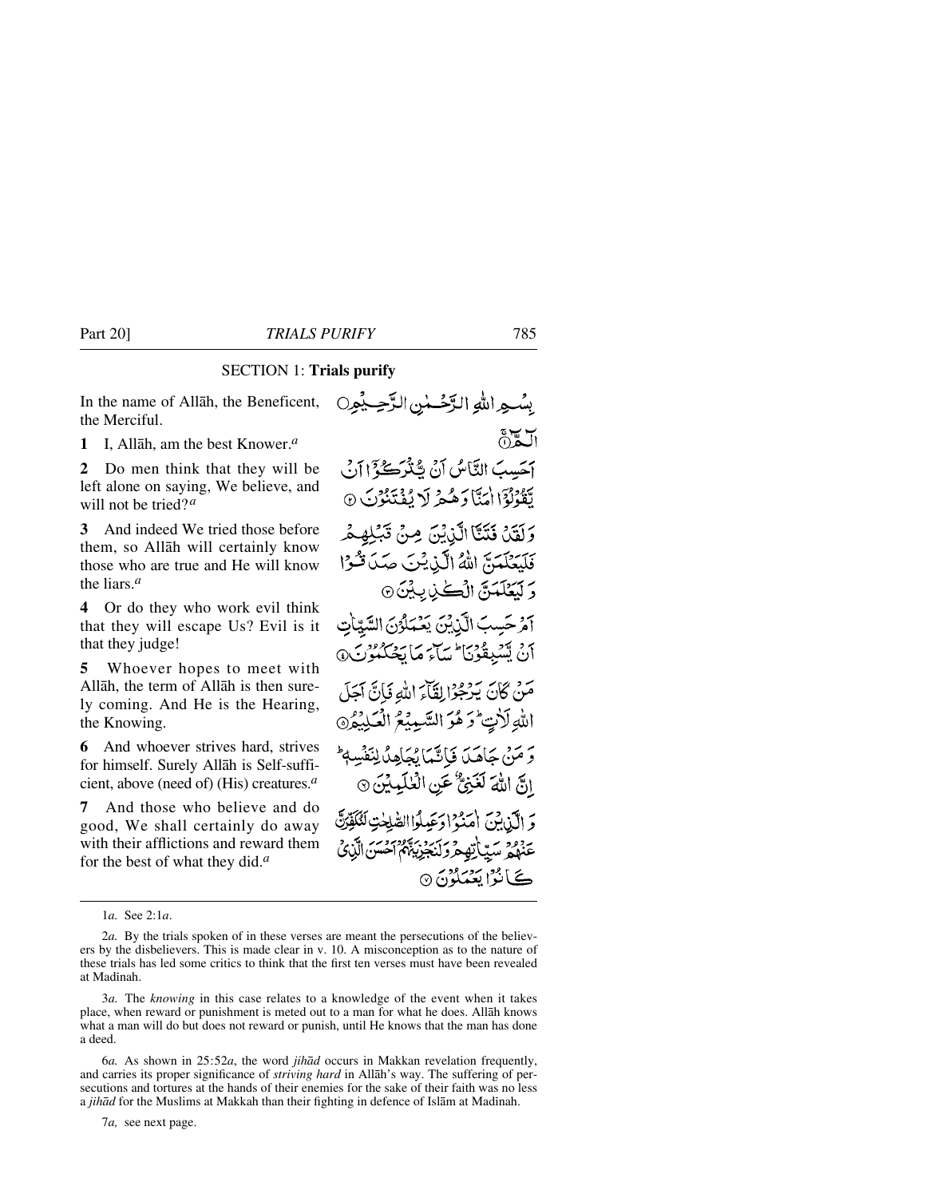## SECTION 1: **Trials purify**

In the name of Allāh, the Beneficent, the Merciful.

بِسْمِ اللّٰهِ الرَّحْمٰنِ الرَّحِيْمِ

**1** I, Allāh, am the best Knower.[a]

الٓمّٓ ۚ

**2** Do men think that they will be left alone on saying, We believe, and will not be tried?[a]

اَحَسِبَ النَّاسُ اَنْ يُّتْرَكُوْٓا اَنْ يَّقُوْلُوْٓا اٰمَنَّا وَهُمْ لَا يُفْتَنُوْنَ ﴿۲﴾

**3** And indeed We tried those before them, so Allāh will certainly know those who are true and He will know the liars.[a]

وَلَقَدْ فَتَنَّا الَّذِيْنَ مِنْ قَبْلِهِمْ فَلَيَعْلَمَنَّ اللّٰهُ الَّذِيْنَ صَدَقُوْا وَلَيَعْلَمَنَّ الْكٰذِبِيْنَ ﴿۳﴾

**4** Or do they who work evil think that they will escape Us? Evil is it that they judge!

اَمْ حَسِبَ الَّذِيْنَ يَعْمَلُوْنَ السَّيِّاٰتِ اَنْ يَّسْبِقُوْنَا ؕ سَآءَ مَا يَحْكُمُوْنَ ﴿۴﴾

**5** Whoever hopes to meet with Allāh, the term of Allāh is then surely coming. And He is the Hearing, the Knowing.

مَنْ كَانَ يَرْجُوْا لِقَآءَ اللّٰهِ فَاِنَّ اَجَلَ اللّٰهِ لَاٰتٍ ؕ وَهُوَ السَّمِيْعُ الْعَلِيْمُ ﴿۵﴾

**6** And whoever strives hard, strives for himself. Surely Allāh is Self-sufficient, above (need of) (His) creatures.[a]

وَمَنْ جَاهَدَ فَاِنَّمَا يُجَاهِدُ لِنَفْسِهٖ ؕ اِنَّ اللّٰهَ لَغَنِيٌّ عَنِ الْعٰلَمِيْنَ ﴿۶﴾

**7** And those who believe and do good, We shall certainly do away with their afflictions and reward them for the best of what they did.[a]

وَالَّذِيْنَ اٰمَنُوْا وَعَمِلُوا الصّٰلِحٰتِ لَنُكَفِّرَنَّ عَنْهُمْ سَيِّاٰتِهِمْ وَلَنَجْزِيَنَّهُمْ اَحْسَنَ الَّذِيْ كَانُوْا يَعْمَلُوْنَ ﴿۷﴾

---

1*a.* See 2:1*a*.

2*a.* By the trials spoken of in these verses are meant the persecutions of the believers by the disbelievers. This is made clear in v. 10. A misconception as to the nature of these trials has led some critics to think that the first ten verses must have been revealed at Madīnah.

3*a.* The *knowing* in this case relates to a knowledge of the event when it takes place, when reward or punishment is meted out to a man for what he does. Allāh knows what a man will do but does not reward or punish, until He knows that the man has done a deed.

6*a.* As shown in 25:52*a*, the word *jihād* occurs in Makkan revelation frequently, and carries its proper significance of *striving hard* in Allāh's way. The suffering of persecutions and tortures at the hands of their enemies for the sake of their faith was no less a *jihād* for the Muslims at Makkah than their fighting in defence of Islām at Madīnah.

7*a,* see next page.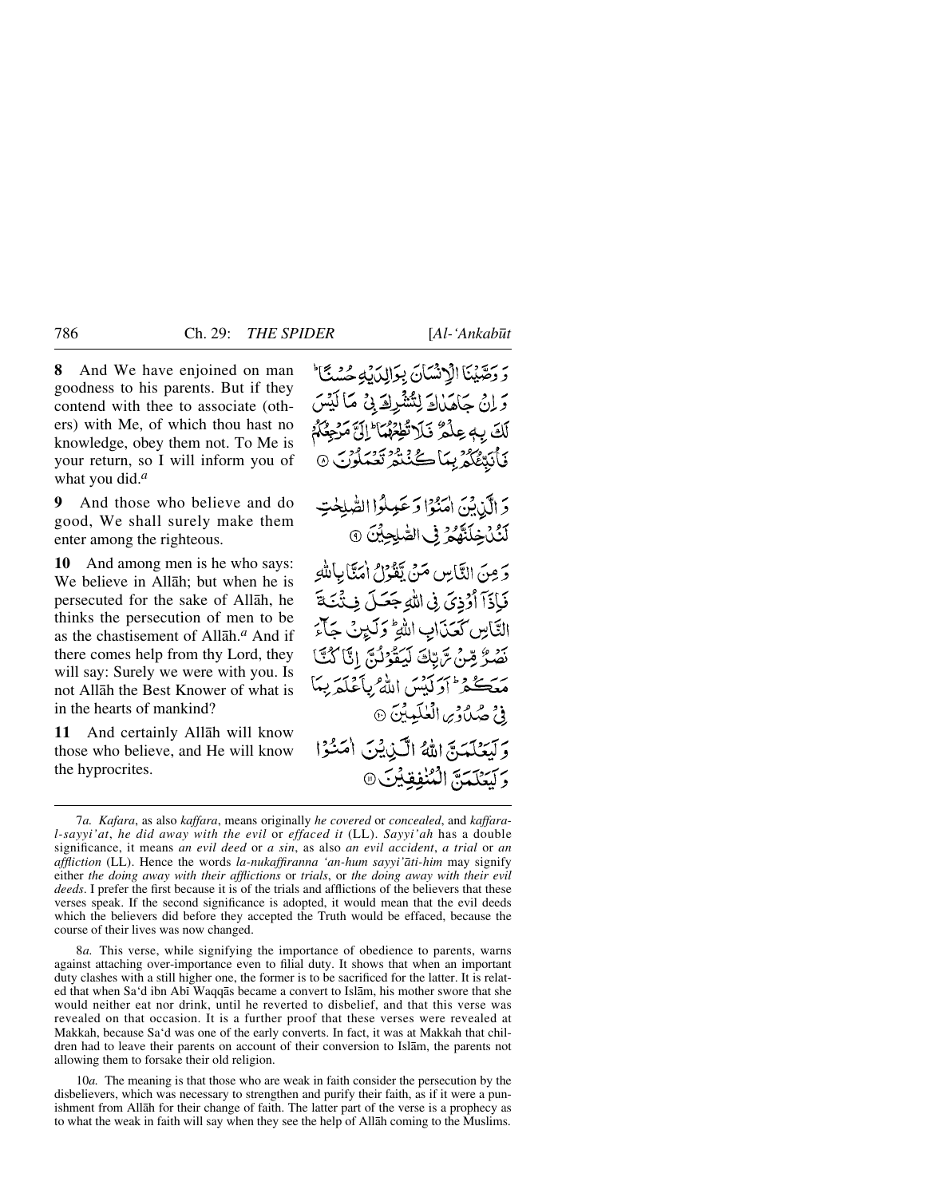**8** And We have enjoined on man goodness to his parents. But if they contend with thee to associate (others) with Me, of which thou hast no knowledge, obey them not. To Me is your return, so I will inform you of what you did.[a]

وَ وَصَّيۡنَا الۡاِنۡسَانَ بِوَالِدَيۡهِ حُسۡنًا ؕ وَ اِنۡ جَاهَدٰكَ لِتُشۡرِكَ بِیۡ مَا لَیۡسَ لَكَ بِهٖ عِلۡمٌ فَلَا تُطِعۡهُمَا ؕ اِلَیَّ مَرۡجِعُكُمۡ فَاُنَبِّئُكُمۡ بِمَا كُنۡتُمۡ تَعۡمَلُوۡنَ ﴿۸﴾

**9** And those who believe and do good, We shall surely make them enter among the righteous.

وَ الَّذِیۡنَ اٰمَنُوۡا وَ عَمِلُوا الصّٰلِحٰتِ لَنُدۡخِلَنَّهُمۡ فِی الصّٰلِحِیۡنَ ﴿۹﴾

**10** And among men is he who says: We believe in Allāh; but when he is persecuted for the sake of Allāh, he thinks the persecution of men to be as the chastisement of Allāh.[a] And if there comes help from thy Lord, they will say: Surely we were with you. Is not Allāh the Best Knower of what is in the hearts of mankind?

وَ مِنَ النَّاسِ مَنۡ یَّقُوۡلُ اٰمَنَّا بِاللّٰهِ فَاِذَاۤ اُوۡذِیَ فِی اللّٰهِ جَعَلَ فِتۡنَةَ النَّاسِ كَعَذَابِ اللّٰهِ ؕ وَ لَئِنۡ جَآءَ نَصۡرٌ مِّنۡ رَّبِّكَ لَیَقُوۡلُنَّ اِنَّا كُنَّا مَعَكُمۡ ؕ اَوَ لَیۡسَ اللّٰهُ بِاَعۡلَمَ بِمَا فِیۡ صُدُوۡرِ الۡعٰلَمِیۡنَ ﴿۱۰﴾

**11** And certainly Allāh will know those who believe, and He will know the hypocrites.

وَ لَیَعۡلَمَنَّ اللّٰهُ الَّذِیۡنَ اٰمَنُوۡا وَ لَیَعۡلَمَنَّ الۡمُنٰفِقِیۡنَ ﴿۱۱﴾

---

7*a*. *Kafara*, as also *kaffara*, means originally *he covered* or *concealed*, and *kaffara-l-sayyi'at*, *he did away with the evil* or *effaced it* (LL). *Sayyi'ah* has a double significance, it means *an evil deed* or *a sin*, as also *an evil accident*, *a trial* or *an affliction* (LL). Hence the words *la-nukaffiranna 'an-hum sayyi'āti-him* may signify either *the doing away with their afflictions* or *trials*, or *the doing away with their evil deeds*. I prefer the first because it is of the trials and afflictions of the believers that these verses speak. If the second significance is adopted, it would mean that the evil deeds which the believers did before they accepted the Truth would be effaced, because the course of their lives was now changed.

8*a*. This verse, while signifying the importance of obedience to parents, warns against attaching over-importance even to filial duty. It shows that when an important duty clashes with a still higher one, the former is to be sacrificed for the latter. It is related that when Sa'd ibn Abī Waqqās became a convert to Islām, his mother swore that she would neither eat nor drink, until he reverted to disbelief, and that this verse was revealed on that occasion. It is a further proof that these verses were revealed at Makkah, because Sa'd was one of the early converts. In fact, it was at Makkah that children had to leave their parents on account of their conversion to Islām, the parents not allowing them to forsake their old religion.

10*a*. The meaning is that those who are weak in faith consider the persecution by the disbelievers, which was necessary to strengthen and purify their faith, as if it were a punishment from Allāh for their change of faith. The latter part of the verse is a prophecy as to what the weak in faith will say when they see the help of Allāh coming to the Muslims.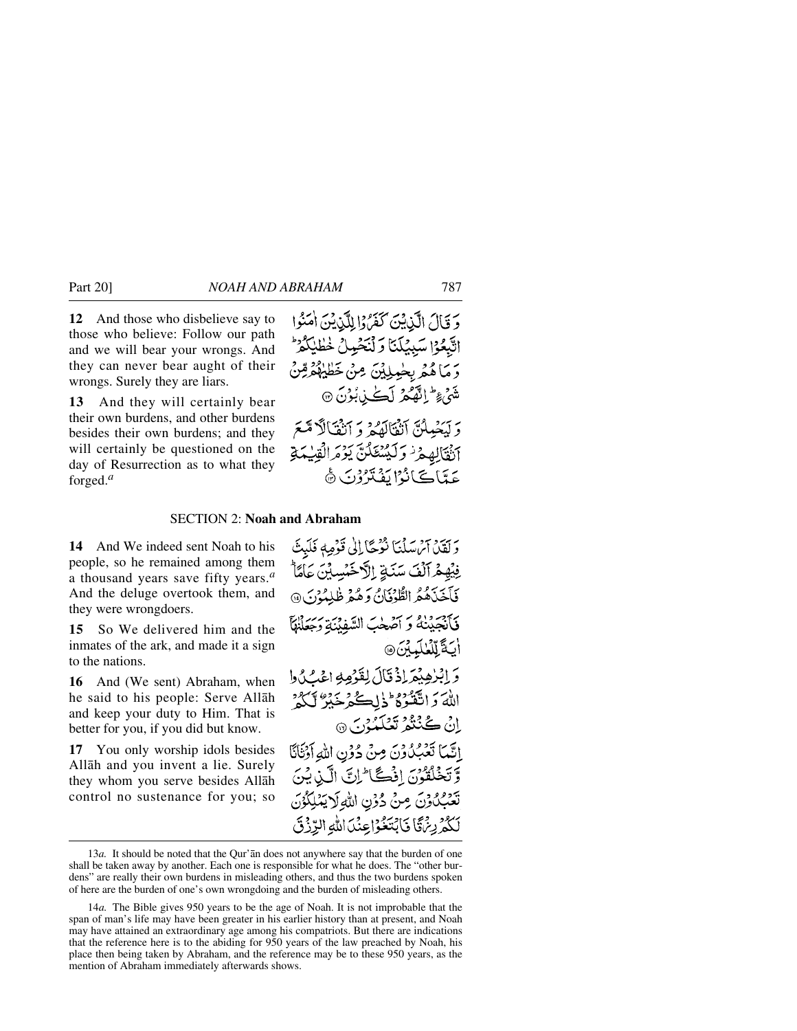**12** And those who disbelieve say to those who believe: Follow our path and we will bear your wrongs. And they can never bear aught of their wrongs. Surely they are liars.

وَ قَالَ الَّذِيْنَ كَفَرُوْا لِلَّذِيْنَ اٰمَنُوا اتَّبِعُوْا سَبِيْلَنَا وَ لْنَحْمِلْ خَطٰيٰكُمْ ؕ وَ مَا هُمْ بِحٰمِلِيْنَ مِنْ خَطٰيٰهُمْ مِّنْ شَیْءٍ ؕ اِنَّهُمْ لَكٰذِبُوْنَ ﴿۱۲﴾

**13** And they will certainly bear their own burdens, and other burdens besides their own burdens; and they will certainly be questioned on the day of Resurrection as to what they forged.[a]

وَ لَيَحْمِلُنَّ اَثْقَالَهُمْ وَ اَثْقَالًا مَّعَ اَثْقَالِهِمْ ۫ وَ لَيُسْـَٔلُنَّ يَوْمَ الْقِيٰمَةِ عَمَّا كَانُوْا يَفْتَرُوْنَ ﴿۱۳﴾

## SECTION 2: **Noah and Abraham**

**14** And We indeed sent Noah to his people, so he remained among them a thousand years save fifty years.[a] And the deluge overtook them, and they were wrongdoers.

وَ لَقَدْ اَرْسَلْنَا نُوْحًا اِلٰى قَوْمِهٖ فَلَبِثَ فِيْهِمْ اَلْفَ سَنَةٍ اِلَّا خَمْسِيْنَ عَامًا ؕ فَاَخَذَهُمُ الطُّوْفَانُ وَ هُمْ ظٰلِمُوْنَ ﴿۱۴﴾

**15** So We delivered him and the inmates of the ark, and made it a sign to the nations.

فَاَنْجَيْنٰهُ وَ اَصْحٰبَ السَّفِيْنَةِ وَ جَعَلْنٰهَاۤ اٰيَةً لِّلْعٰلَمِيْنَ ﴿۱۵﴾

**16** And (We sent) Abraham, when he said to his people: Serve Allāh and keep your duty to Him. That is better for you, if you did but know.

وَ اِبْرٰهِيْمَ اِذْ قَالَ لِقَوْمِهِ اعْبُدُوا اللّٰهَ وَ اتَّقُوْهُ ؕ ذٰلِكُمْ خَيْرٌ لَّكُمْ اِنْ كُنْتُمْ تَعْلَمُوْنَ ﴿۱۶﴾

**17** You only worship idols besides Allāh and you invent a lie. Surely they whom you serve besides Allāh control no sustenance for you; so

اِنَّمَا تَعْبُدُوْنَ مِنْ دُوْنِ اللّٰهِ اَوْثَانًا وَّ تَخْلُقُوْنَ اِفْكًا ؕ اِنَّ الَّذِيْنَ تَعْبُدُوْنَ مِنْ دُوْنِ اللّٰهِ لَا يَمْلِكُوْنَ لَكُمْ رِزْقًا فَابْتَغُوْا عِنْدَ اللّٰهِ الرِّزْقَ

---

13*a.* It should be noted that the Qur'ān does not anywhere say that the burden of one shall be taken away by another. Each one is responsible for what he does. The "other burdens" are really their own burdens in misleading others, and thus the two burdens spoken of here are the burden of one's own wrongdoing and the burden of misleading others.

14*a.* The Bible gives 950 years to be the age of Noah. It is not improbable that the span of man's life may have been greater in his earlier history than at present, and Noah may have attained an extraordinary age among his compatriots. But there are indications that the reference here is to the abiding for 950 years of the law preached by Noah, his place then being taken by Abraham, and the reference may be to these 950 years, as the mention of Abraham immediately afterwards shows.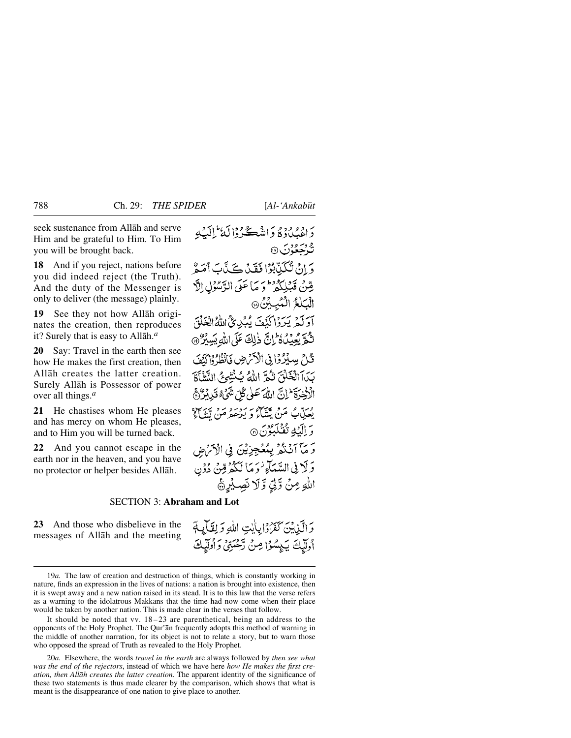seek sustenance from Allāh and serve Him and be grateful to Him. To Him you will be brought back.

وَاعْبُدُوْهُ وَاشْكُرُوْا لَهٗ ؕ اِلَيْهِ تُرْجَعُوْنَ ﴿۱۷﴾

**18** And if you reject, nations before you did indeed reject (the Truth). And the duty of the Messenger is only to deliver (the message) plainly.

وَاِنْ تُكَذِّبُوْا فَقَدْ كَذَّبَ اُمَمٌ مِّنْ قَبْلِكُمْ ؕ وَمَا عَلَى الرَّسُوْلِ اِلَّا الْبَلٰغُ الْمُبِيْنُ ﴿۱۸﴾

**19** See they not how Allāh originates the creation, then reproduces it? Surely that is easy to Allāh.[a]

اَوَلَمْ يَرَوْا كَيْفَ يُبْدِئُ اللّٰهُ الْخَلْقَ ثُمَّ يُعِيْدُهٗ ؕ اِنَّ ذٰلِكَ عَلَى اللّٰهِ يَسِيْرٌ ﴿۱۹﴾

**20** Say: Travel in the earth then see how He makes the first creation, then Allāh creates the latter creation. Surely Allāh is Possessor of power over all things.[a]

قُلْ سِيْرُوْا فِى الْاَرْضِ فَانْظُرُوْا كَيْفَ بَدَاَ الْخَلْقَ ثُمَّ اللّٰهُ يُنْشِئُ النَّشْاَةَ الْاٰخِرَةَ ؕ اِنَّ اللّٰهَ عَلٰى كُلِّ شَىْءٍ قَدِيْرٌ ﴿ۚ۲۰﴾

**21** He chastises whom He pleases and has mercy on whom He pleases, and to Him you will be turned back.

يُعَذِّبُ مَنْ يَّشَآءُ وَيَرْحَمُ مَنْ يَّشَآءُ ۚ وَاِلَيْهِ تُقْلَبُوْنَ ﴿۲۱﴾

**22** And you cannot escape in the earth nor in the heaven, and you have no protector or helper besides Allāh.

وَمَآ اَنْتُمْ بِمُعْجِزِيْنَ فِى الْاَرْضِ وَلَا فِى السَّمَآءِ ۫ وَمَا لَكُمْ مِّنْ دُوْنِ اللّٰهِ مِنْ وَّلِىٍّ وَّلَا نَصِيْرٍ ﴿٪۲۲﴾

## SECTION 3: Abraham and Lot

**23** And those who disbelieve in the messages of Allāh and the meeting

وَالَّذِيْنَ كَفَرُوْا بِاٰيٰتِ اللّٰهِ وَلِقَآئِهٖۤ اُولٰٓئِكَ يَئِسُوْا مِنْ رَّحْمَتِىْ وَاُولٰٓئِكَ

---

19*a.* The law of creation and destruction of things, which is constantly working in nature, finds an expression in the lives of nations: a nation is brought into existence, then it is swept away and a new nation raised in its stead. It is to this law that the verse refers as a warning to the idolatrous Makkans that the time had now come when their place would be taken by another nation. This is made clear in the verses that follow.

It should be noted that vv. 18–23 are parenthetical, being an address to the opponents of the Holy Prophet. The Qur'ān frequently adopts this method of warning in the middle of another narration, for its object is not to relate a story, but to warn those who opposed the spread of Truth as revealed to the Holy Prophet.

20*a.* Elsewhere, the words *travel in the earth* are always followed by *then see what was the end of the rejectors*, instead of which we have here *how He makes the first creation, then Allāh creates the latter creation*. The apparent identity of the significance of these two statements is thus made clearer by the comparison, which shows that what is meant is the disappearance of one nation to give place to another.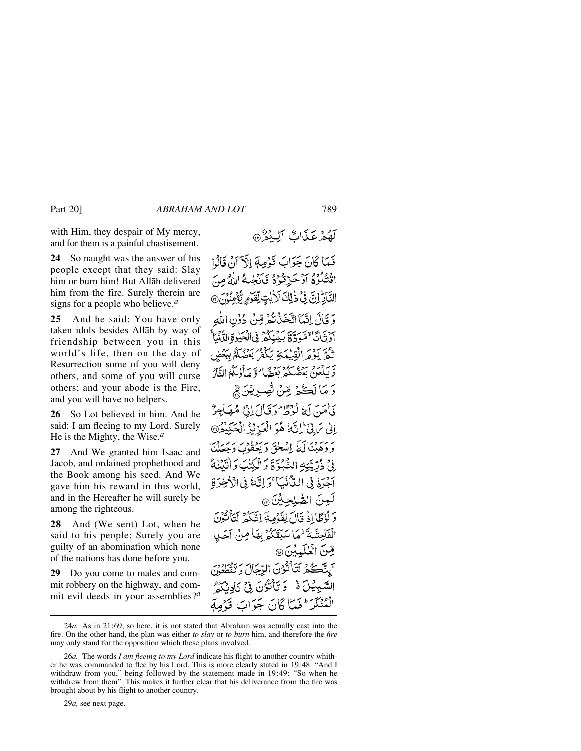with Him, they despair of My mercy, and for them is a painful chastisement.

لَهُمْ عَذَابٌ اَلِيْمٌ ﴿۲۳﴾

**24** So naught was the answer of his people except that they said: Slay him or burn him! But Allāh delivered him from the fire. Surely therein are signs for a people who believe.[a]

فَمَا كَانَ جَوَابَ قَوْمِهٖۤ اِلَّاۤ اَنْ قَالُوا اقْتُلُوْهُ اَوْ حَرِّقُوْهُ فَاَنْجٰىهُ اللّٰهُ مِنَ النَّارِ ؕ اِنَّ فِیْ ذٰلِكَ لَاٰیٰتٍ لِّقَوْمٍ یُّؤْمِنُوْنَ ﴿۲۴﴾

**25** And he said: You have only taken idols besides Allāh by way of friendship between you in this world's life, then on the day of Resurrection some of you will deny others, and some of you will curse others; and your abode is the Fire, and you will have no helpers.

وَ قَالَ اِنَّمَا اتَّخَذْتُمْ مِّنْ دُوْنِ اللّٰهِ اَوْثَانًا ۙ مَّوَدَّةَ بَیْنِكُمْ فِی الْحَیٰوةِ الدُّنْیَا ۚ ثُمَّ یَوْمَ الْقِیٰمَةِ یَكْفُرُ بَعْضُكُمْ بِبَعْضٍ وَّ یَلْعَنُ بَعْضُكُمْ بَعْضًا ۫ وَّ مَاْوٰىكُمُ النَّارُ وَ مَا لَكُمْ مِّنْ نّٰصِرِیْنَ ﴿۲۵﴾

**26** So Lot believed in him. And he said: I am fleeing to my Lord. Surely He is the Mighty, the Wise.[a]

فَاٰمَنَ لَهٗ لُوْطٌ ۘ وَ قَالَ اِنِّیْ مُهَاجِرٌ اِلٰی رَبِّیْ ؕ اِنَّهٗ هُوَ الْعَزِیْزُ الْحَكِیْمُ ﴿۲۶﴾

**27** And We granted him Isaac and Jacob, and ordained prophethood and the Book among his seed. And We gave him his reward in this world, and in the Hereafter he will surely be among the righteous.

وَ وَهَبْنَا لَهٗۤ اِسْحٰقَ وَ یَعْقُوْبَ وَ جَعَلْنَا فِیْ ذُرِّیَّتِهِ النُّبُوَّةَ وَ الْكِتٰبَ وَ اٰتَیْنٰهُ اَجْرَهٗ فِی الدُّنْیَا ۚ وَ اِنَّهٗ فِی الْاٰخِرَةِ لَمِنَ الصّٰلِحِیْنَ ﴿۲۷﴾

**28** And (We sent) Lot, when he said to his people: Surely you are guilty of an abomination which none of the nations has done before you.

وَ لُوْطًا اِذْ قَالَ لِقَوْمِهٖۤ اِنَّكُمْ لَتَاْتُوْنَ الْفَاحِشَةَ ۫ مَا سَبَقَكُمْ بِهَا مِنْ اَحَدٍ مِّنَ الْعٰلَمِیْنَ ﴿۲۸﴾

**29** Do you come to males and commit robbery on the highway, and commit evil deeds in your assemblies?[a]

اَئِنَّكُمْ لَتَاْتُوْنَ الرِّجَالَ وَ تَقْطَعُوْنَ السَّبِیْلَ ۙ۬ وَ تَاْتُوْنَ فِیْ نَادِیْكُمُ الْمُنْكَرَ ؕ فَمَا كَانَ جَوَابَ قَوْمِهٖۤ

---

24*a.* As in 21:69, so here, it is not stated that Abraham was actually cast into the fire. On the other hand, the plan was either *to slay* or *to burn* him, and therefore the *fire* may only stand for the opposition which these plans involved.

26*a.* The words *I am fleeing to my Lord* indicate his flight to another country whither he was commanded to flee by his Lord. This is more clearly stated in 19:48: "And I withdraw from you," being followed by the statement made in 19:49: "So when he withdrew from them". This makes it further clear that his deliverance from the fire was brought about by his flight to another country.

29*a,* see next page.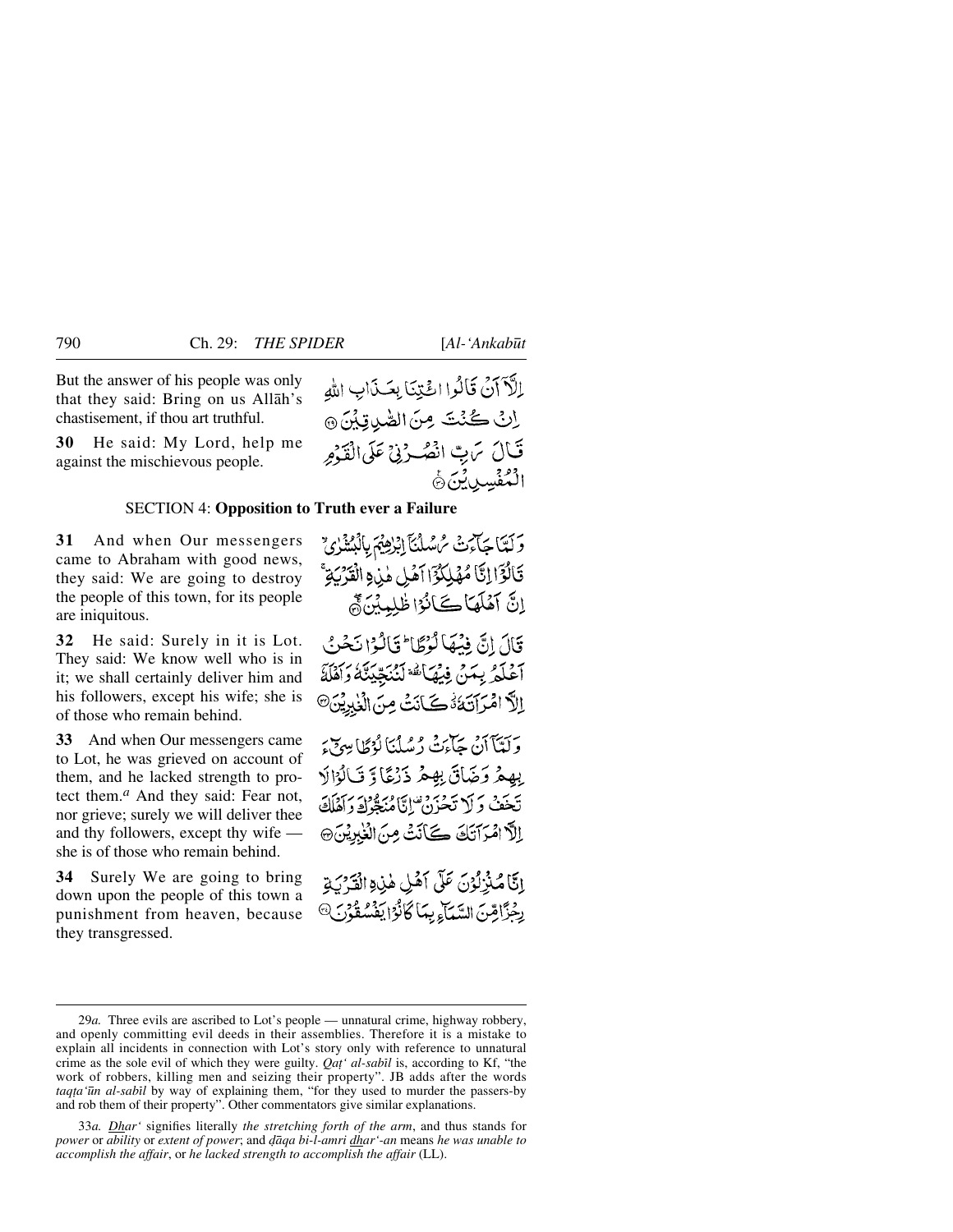But the answer of his people was only that they said: Bring on us Allāh's chastisement, if thou art truthful.

إِلَّآ أَن قَالُوا ائْتِنَا بِعَذَابِ اللَّهِ إِن كُنتَ مِنَ الصَّادِقِينَ ۝

**30** He said: My Lord, help me against the mischievous people.

قَالَ رَبِّ انصُرْنِي عَلَى الْقَوْمِ الْمُفْسِدِينَ ۝

## SECTION 4: **Opposition to Truth ever a Failure**

**31** And when Our messengers came to Abraham with good news, they said: We are going to destroy the people of this town, for its people are iniquitous.

وَلَمَّا جَاءَتْ رُسُلُنَا إِبْرَاهِيمَ بِالْبُشْرَىٰ قَالُوا إِنَّا مُهْلِكُو أَهْلِ هَٰذِهِ الْقَرْيَةِ ۖ إِنَّ أَهْلَهَا كَانُوا ظَالِمِينَ ۝

**32** He said: Surely in it is Lot. They said: We know well who is in it; we shall certainly deliver him and his followers, except his wife; she is of those who remain behind.

قَالَ إِنَّ فِيهَا لُوطًا ۚ قَالُوا نَحْنُ أَعْلَمُ بِمَن فِيهَا ۖ لَنُنَجِّيَنَّهُ وَأَهْلَهُ إِلَّا امْرَأَتَهُ كَانَتْ مِنَ الْغَابِرِينَ ۝

**33** And when Our messengers came to Lot, he was grieved on account of them, and he lacked strength to protect them.[a] And they said: Fear not, nor grieve; surely we will deliver thee and thy followers, except thy wife — she is of those who remain behind.

وَلَمَّا أَن جَاءَتْ رُسُلُنَا لُوطًا سِيءَ بِهِمْ وَضَاقَ بِهِمْ ذَرْعًا وَقَالُوا لَا تَخَفْ وَلَا تَحْزَنْ ۖ إِنَّا مُنَجُّوكَ وَأَهْلَكَ إِلَّا امْرَأَتَكَ كَانَتْ مِنَ الْغَابِرِينَ ۝

**34** Surely We are going to bring down upon the people of this town a punishment from heaven, because they transgressed.

إِنَّا مُنزِلُونَ عَلَىٰ أَهْلِ هَٰذِهِ الْقَرْيَةِ رِجْزًا مِّنَ السَّمَاءِ بِمَا كَانُوا يَفْسُقُونَ ۝

---

29*a.* Three evils are ascribed to Lot's people — unnatural crime, highway robbery, and openly committing evil deeds in their assemblies. Therefore it is a mistake to explain all incidents in connection with Lot's story only with reference to unnatural crime as the sole evil of which they were guilty. *Qaṭ' al-sabīl* is, according to Kf, "the work of robbers, killing men and seizing their property". JB adds after the words *taqṭa'ūn al-sabīl* by way of explaining them, "for they used to murder the passers-by and rob them of their property". Other commentators give similar explanations.

33*a.* *Dhar'* signifies literally *the stretching forth of the arm*, and thus stands for *power* or *ability* or *extent of power*; and *ḍāqa bi-l-amri dhar'-an* means *he was unable to accomplish the affair*, or *he lacked strength to accomplish the affair* (LL).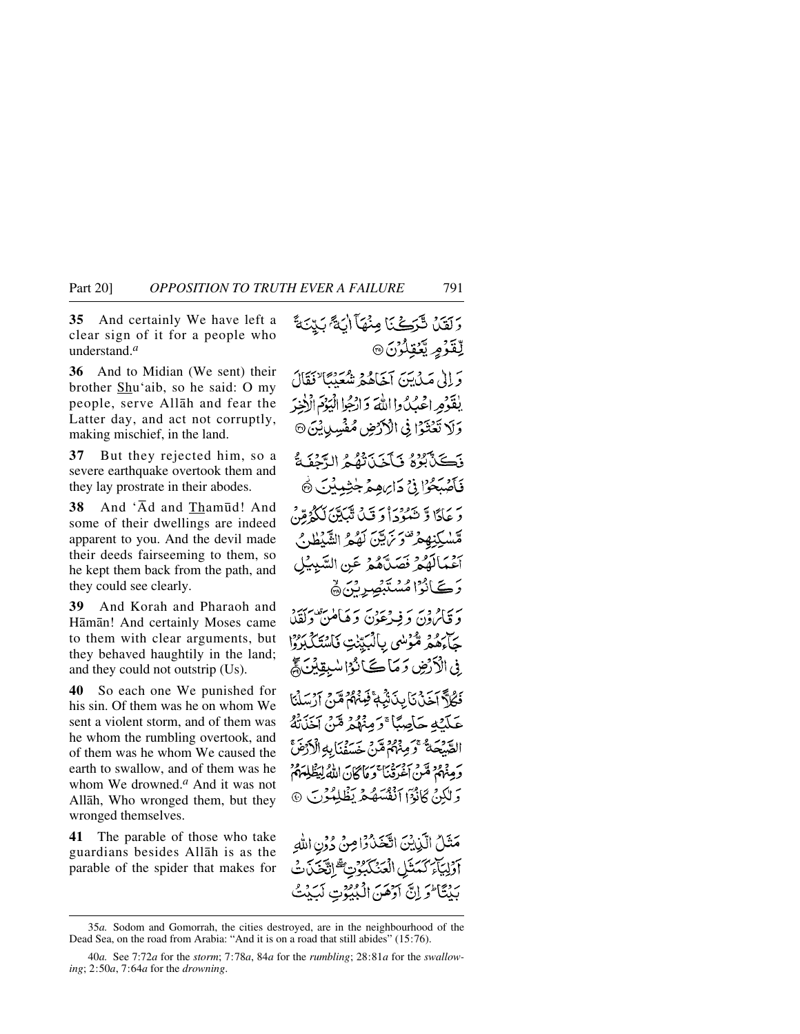**35** And certainly We have left a clear sign of it for a people who understand.[a]

وَلَقَدْ تَّرَكْنَا مِنْهَآ اٰيَةًۢ بَيِّنَةً لِّقَوْمٍ يَّعْقِلُوْنَ ۝

**36** And to Midian (We sent) their brother Shu'aib, so he said: O my people, serve Allāh and fear the Latter day, and act not corruptly, making mischief, in the land.

وَ اِلٰى مَدْيَنَ اَخَاهُمْ شُعَيْبًا ۙ فَقَالَ يٰقَوْمِ اعْبُدُوا اللّٰهَ وَ ارْجُوا الْيَوْمَ الْاٰخِرَ وَلَا تَعْثَوْا فِى الْاَرْضِ مُفْسِدِيْنَ ۝

**37** But they rejected him, so a severe earthquake overtook them and they lay prostrate in their abodes.

فَكَذَّبُوْهُ فَاَخَذَتْهُمُ الرَّجْفَةُ فَاَصْبَحُوْا فِىْ دَارِهِمْ جٰثِمِيْنَ ۝

**38** And 'Ād and Thamūd! And some of their dwellings are indeed apparent to you. And the devil made their deeds fairseeming to them, so he kept them back from the path, and they could see clearly.

وَ عَادًا وَّ ثَمُوْدَاۡ وَ قَدْ تَّبَيَّنَ لَكُمْ مِّنْ مَّسٰكِنِهِمْ ۟ وَ زَيَّنَ لَهُمُ الشَّيْطٰنُ اَعْمَالَهُمْ فَصَدَّهُمْ عَنِ السَّبِيْلِ وَ كَانُوْا مُسْتَبْصِرِيْنَ ۝

**39** And Korah and Pharaoh and Hāmān! And certainly Moses came to them with clear arguments, but they behaved haughtily in the land; and they could not outstrip (Us).

وَ قَارُوْنَ وَ فِرْعَوْنَ وَ هَامٰنَ ۟ وَ لَقَدْ جَآءَهُمْ مُّوْسٰى بِالْبَيِّنٰتِ فَاسْتَكْبَرُوْا فِى الْاَرْضِ وَ مَا كَانُوْا سٰبِقِيْنَ ۝

**40** So each one We punished for his sin. Of them was he on whom We sent a violent storm, and of them was he whom the rumbling overtook, and of them was he whom We caused the earth to swallow, and of them was he whom We drowned.[a] And it was not Allāh, Who wronged them, but they wronged themselves.

فَكُلًّا اَخَذْنَا بِذَنْۢبِهٖ ۚ فَمِنْهُمْ مَّنْ اَرْسَلْنَا عَلَيْهِ حَاصِبًا ۚ وَ مِنْهُمْ مَّنْ اَخَذَتْهُ الصَّيْحَةُ ۚ وَ مِنْهُمْ مَّنْ خَسَفْنَا بِهِ الْاَرْضَ ۚ وَ مِنْهُمْ مَّنْ اَغْرَقْنَا ۚ وَ مَا كَانَ اللّٰهُ لِيَظْلِمَهُمْ وَ لٰكِنْ كَانُوْٓا اَنْفُسَهُمْ يَظْلِمُوْنَ ۝

**41** The parable of those who take guardians besides Allāh is as the parable of the spider that makes for

مَثَلُ الَّذِيْنَ اتَّخَذُوْا مِنْ دُوْنِ اللّٰهِ اَوْلِيَآءَ كَمَثَلِ الْعَنْكَبُوْتِ ۖۚ اِتَّخَذَتْ بَيْتًا ؕ وَ اِنَّ اَوْهَنَ الْبُيُوْتِ لَبَيْتُ

---

35*a.* Sodom and Gomorrah, the cities destroyed, are in the neighbourhood of the Dead Sea, on the road from Arabia: "And it is on a road that still abides" (15:76).

40*a.* See 7:72*a* for the *storm*; 7:78*a*, 84*a* for the *rumbling*; 28:81*a* for the *swallowing*; 2:50*a*, 7:64*a* for the *drowning*.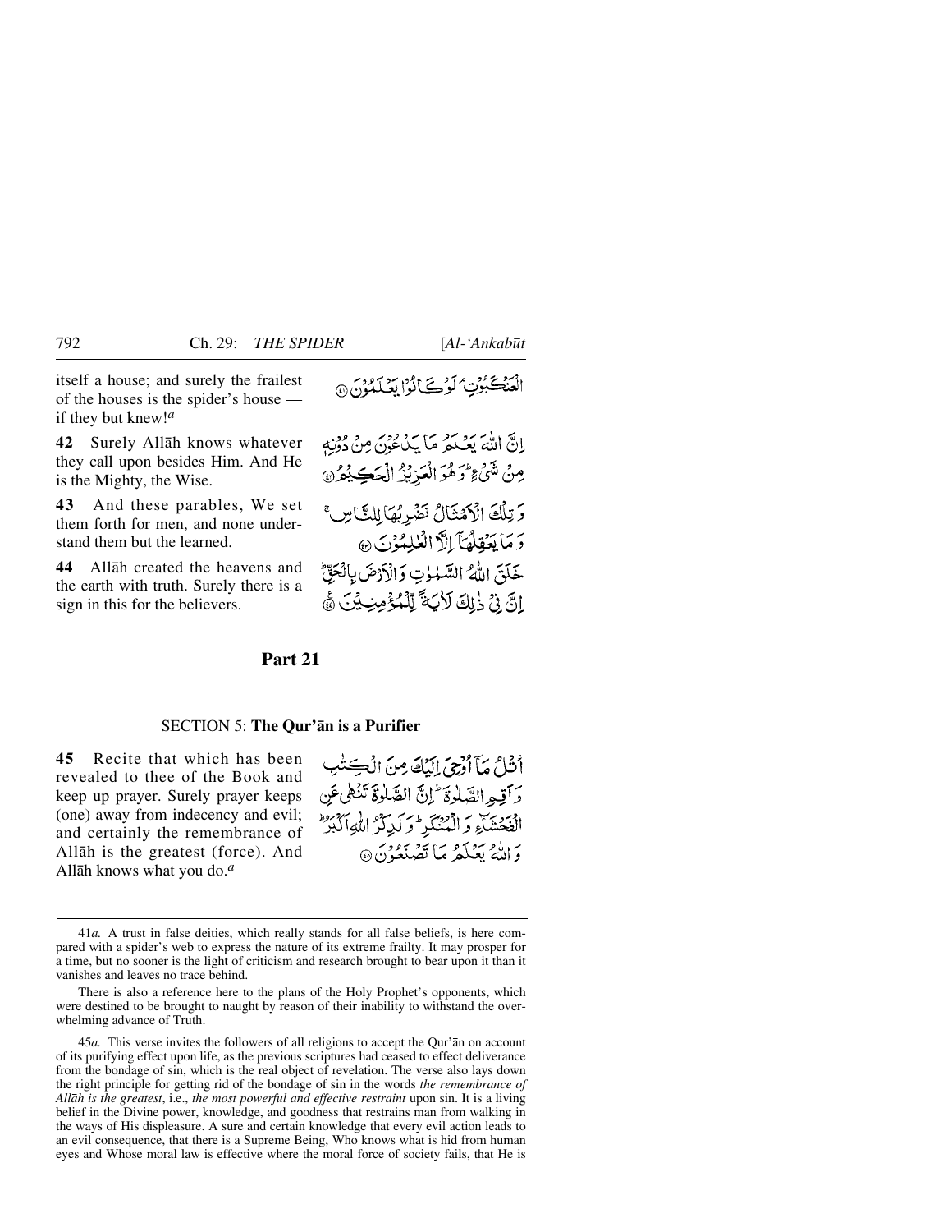itself a house; and surely the frailest of the houses is the spider's house — if they but knew![a]

الْعَنْكَبُوْتِ ۘ لَوْ كَانُوْا يَعْلَمُوْنَ ﴿٤١﴾

**42** Surely Allāh knows whatever they call upon besides Him. And He is the Mighty, the Wise.

اِنَّ اللّٰهَ يَعْلَمُ مَا يَدْعُوْنَ مِنْ دُوْنِهٖ مِنْ شَيْءٍ ؕ وَهُوَ الْعَزِيْزُ الْحَكِيْمُ ﴿٤٢﴾

**43** And these parables, We set them forth for men, and none understand them but the learned.

وَتِلْكَ الْاَمْثَالُ نَضْرِبُهَا لِلنَّاسِ ۚ وَمَا يَعْقِلُهَاۤ اِلَّا الْعٰلِمُوْنَ ﴿٤٣﴾

**44** Allāh created the heavens and the earth with truth. Surely there is a sign in this for the believers.

خَلَقَ اللّٰهُ السَّمٰوٰتِ وَالْاَرْضَ بِالْحَقِّ ؕ اِنَّ فِيْ ذٰلِكَ لَاٰيَةً لِّلْمُؤْمِنِيْنَ ﴿٤٤﴾

## Part 21

### SECTION 5: **The Qur'ān is a Purifier**

**45** Recite that which has been revealed to thee of the Book and keep up prayer. Surely prayer keeps (one) away from indecency and evil; and certainly the remembrance of Allāh is the greatest (force). And Allāh knows what you do.[a]

اُتْلُ مَاۤ اُوْحِيَ اِلَيْكَ مِنَ الْكِتٰبِ وَاَقِمِ الصَّلٰوةَ ؕ اِنَّ الصَّلٰوةَ تَنْهٰى عَنِ الْفَحْشَآءِ وَالْمُنْكَرِ ؕ وَلَذِكْرُ اللّٰهِ اَكْبَرُ ؕ وَاللّٰهُ يَعْلَمُ مَا تَصْنَعُوْنَ ﴿٤٥﴾

---

41*a.* A trust in false deities, which really stands for all false beliefs, is here compared with a spider's web to express the nature of its extreme frailty. It may prosper for a time, but no sooner is the light of criticism and research brought to bear upon it than it vanishes and leaves no trace behind.

There is also a reference here to the plans of the Holy Prophet's opponents, which were destined to be brought to naught by reason of their inability to withstand the overwhelming advance of Truth.

45*a.* This verse invites the followers of all religions to accept the Qur'ān on account of its purifying effect upon life, as the previous scriptures had ceased to effect deliverance from the bondage of sin, which is the real object of revelation. The verse also lays down the right principle for getting rid of the bondage of sin in the words *the remembrance of Allāh is the greatest*, i.e., *the most powerful and effective restraint* upon sin. It is a living belief in the Divine power, knowledge, and goodness that restrains man from walking in the ways of His displeasure. A sure and certain knowledge that every evil action leads to an evil consequence, that there is a Supreme Being, Who knows what is hid from human eyes and Whose moral law is effective where the moral force of society fails, that He is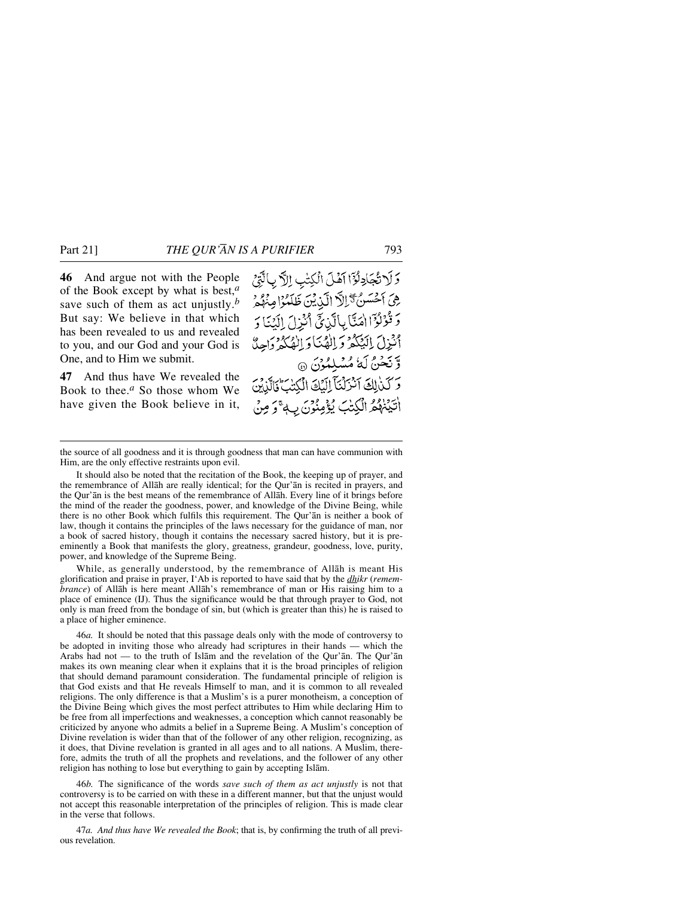**46** And argue not with the People of the Book except by what is best,[a] save such of them as act unjustly.[b] But say: We believe in that which has been revealed to us and revealed to you, and our God and your God is One, and to Him we submit.

وَلَا تُجَادِلُوْٓا اَهْلَ الْكِتٰبِ اِلَّا بِالَّتِيْ هِيَ اَحْسَنُ ۖ اِلَّا الَّذِيْنَ ظَلَمُوْا مِنْهُمْ وَقُوْلُوْٓا اٰمَنَّا بِالَّذِيْٓ اُنْزِلَ اِلَيْنَا وَاُنْزِلَ اِلَيْكُمْ وَاِلٰهُنَا وَاِلٰهُكُمْ وَاحِدٌ وَّنَحْنُ لَهٗ مُسْلِمُوْنَ ۝

**47** And thus have We revealed the Book to thee.[a] So those whom We have given the Book believe in it,

وَكَذٰلِكَ اَنْزَلْنَآ اِلَيْكَ الْكِتٰبَ ۭ فَالَّذِيْنَ اٰتَيْنٰهُمُ الْكِتٰبَ يُؤْمِنُوْنَ بِهٖ ۚ وَمِنْ

---

the source of all goodness and it is through goodness that man can have communion with Him, are the only effective restraints upon evil.

It should also be noted that the recitation of the Book, the keeping up of prayer, and the remembrance of Allāh are really identical; for the Qur'ān is recited in prayers, and the Qur'ān is the best means of the remembrance of Allāh. Every line of it brings before the mind of the reader the goodness, power, and knowledge of the Divine Being, while there is no other Book which fulfils this requirement. The Qur'ān is neither a book of law, though it contains the principles of the laws necessary for the guidance of man, nor a book of sacred history, though it contains the necessary sacred history, but it is pre-eminently a Book that manifests the glory, greatness, grandeur, goodness, love, purity, power, and knowledge of the Supreme Being.

While, as generally understood, by the remembrance of Allāh is meant His glorification and praise in prayer, I'Ab is reported to have said that by the *dhikr* (*remembrance*) of Allāh is here meant Allāh's remembrance of man or His raising him to a place of eminence (IJ). Thus the significance would be that through prayer to God, not only is man freed from the bondage of sin, but (which is greater than this) he is raised to a place of higher eminence.

46*a.* It should be noted that this passage deals only with the mode of controversy to be adopted in inviting those who already had scriptures in their hands — which the Arabs had not — to the truth of Islām and the revelation of the Qur'ān. The Qur'ān makes its own meaning clear when it explains that it is the broad principles of religion that should demand paramount consideration. The fundamental principle of religion is that God exists and that He reveals Himself to man, and it is common to all revealed religions. The only difference is that a Muslim's is a purer monotheism, a conception of the Divine Being which gives the most perfect attributes to Him while declaring Him to be free from all imperfections and weaknesses, a conception which cannot reasonably be criticized by anyone who admits a belief in a Supreme Being. A Muslim's conception of Divine revelation is wider than that of the follower of any other religion, recognizing, as it does, that Divine revelation is granted in all ages and to all nations. A Muslim, therefore, admits the truth of all the prophets and revelations, and the follower of any other religion has nothing to lose but everything to gain by accepting Islām.

46*b.* The significance of the words *save such of them as act unjustly* is not that controversy is to be carried on with these in a different manner, but that the unjust would not accept this reasonable interpretation of the principles of religion. This is made clear in the verse that follows.

47*a.* *And thus have We revealed the Book*; that is, by confirming the truth of all previous revelation.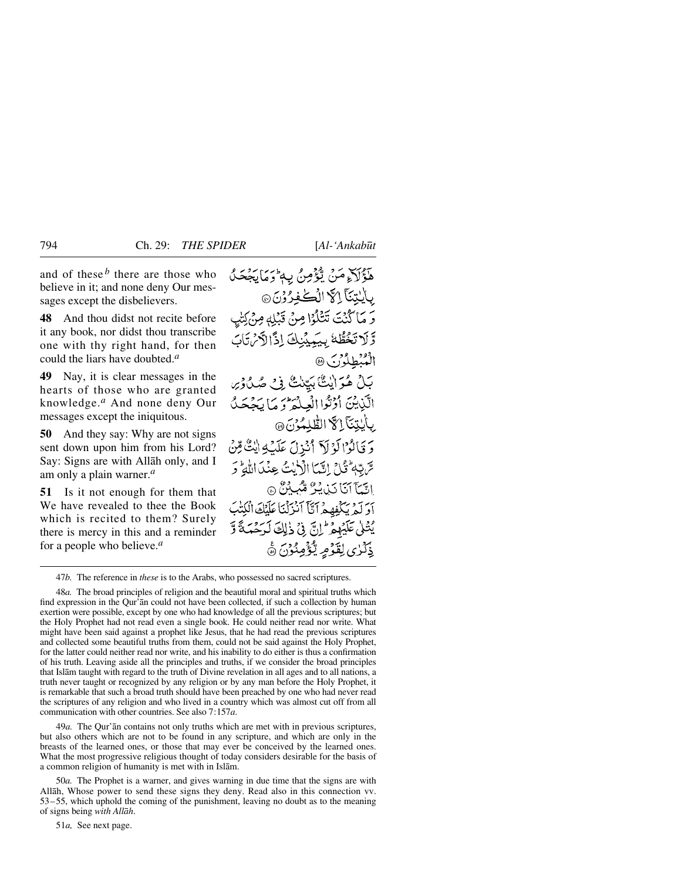and of these[b] there are those who believe in it; and none deny Our messages except the disbelievers.

هٰۤؤُلَآءِ مَنۡ یُّؤۡمِنُ بِہٖ ؕ وَ مَا یَجۡحَدُ بِاٰیٰتِنَاۤ اِلَّا الۡکٰفِرُوۡنَ ﴿۴۷﴾

**48** And thou didst not recite before it any book, nor didst thou transcribe one with thy right hand, for then could the liars have doubted.[a]

وَ مَا کُنۡتَ تَتۡلُوۡا مِنۡ قَبۡلِہٖ مِنۡ کِتٰبٍ وَّ لَا تَخُطُّہٗ بِیَمِیۡنِکَ اِذًا لَّارۡتَابَ الۡمُبۡطِلُوۡنَ ﴿۴۸﴾

**49** Nay, it is clear messages in the hearts of those who are granted knowledge.[a] And none deny Our messages except the iniquitous.

بَلۡ ہُوَ اٰیٰتٌۢ بَیِّنٰتٌ فِیۡ صُدُوۡرِ الَّذِیۡنَ اُوۡتُوا الۡعِلۡمَ ؕ وَ مَا یَجۡحَدُ بِاٰیٰتِنَاۤ اِلَّا الظّٰلِمُوۡنَ ﴿۴۹﴾

**50** And they say: Why are not signs sent down upon him from his Lord? Say: Signs are with Allāh only, and I am only a plain warner.[a]

وَ قَالُوۡا لَوۡ لَاۤ اُنۡزِلَ عَلَیۡہِ اٰیٰتٌ مِّنۡ رَّبِّہٖ ؕ قُلۡ اِنَّمَا الۡاٰیٰتُ عِنۡدَ اللّٰہِ ؕ وَ اِنَّمَاۤ اَنَا نَذِیۡرٌ مُّبِیۡنٌ ﴿۵۰﴾

**51** Is it not enough for them that We have revealed to thee the Book which is recited to them? Surely there is mercy in this and a reminder for a people who believe.[a]

اَوَ لَمۡ یَکۡفِہِمۡ اَنَّاۤ اَنۡزَلۡنَا عَلَیۡکَ الۡکِتٰبَ یُتۡلٰی عَلَیۡہِمۡ ؕ اِنَّ فِیۡ ذٰلِکَ لَرَحۡمَۃً وَّ ذِکۡرٰی لِقَوۡمٍ یُّؤۡمِنُوۡنَ ﴿۵۱﴾

---

47*b.* The reference in *these* is to the Arabs, who possessed no sacred scriptures.

48*a.* The broad principles of religion and the beautiful moral and spiritual truths which find expression in the Qur'ān could not have been collected, if such a collection by human exertion were possible, except by one who had knowledge of all the previous scriptures; but the Holy Prophet had not read even a single book. He could neither read nor write. What might have been said against a prophet like Jesus, that he had read the previous scriptures and collected some beautiful truths from them, could not be said against the Holy Prophet, for the latter could neither read nor write, and his inability to do either is thus a confirmation of his truth. Leaving aside all the principles and truths, if we consider the broad principles that Islām taught with regard to the truth of Divine revelation in all ages and to all nations, a truth never taught or recognized by any religion or by any man before the Holy Prophet, it is remarkable that such a broad truth should have been preached by one who had never read the scriptures of any religion and who lived in a country which was almost cut off from all communication with other countries. See also 7:157*a*.

49*a.* The Qur'ān contains not only truths which are met with in previous scriptures, but also others which are not to be found in any scripture, and which are only in the breasts of the learned ones, or those that may ever be conceived by the learned ones. What the most progressive religious thought of today considers desirable for the basis of a common religion of humanity is met with in Islām.

50*a.* The Prophet is a warner, and gives warning in due time that the signs are with Allāh, Whose power to send these signs they deny. Read also in this connection vv. 53–55, which uphold the coming of the punishment, leaving no doubt as to the meaning of signs being *with Allāh*.

51*a,* See next page.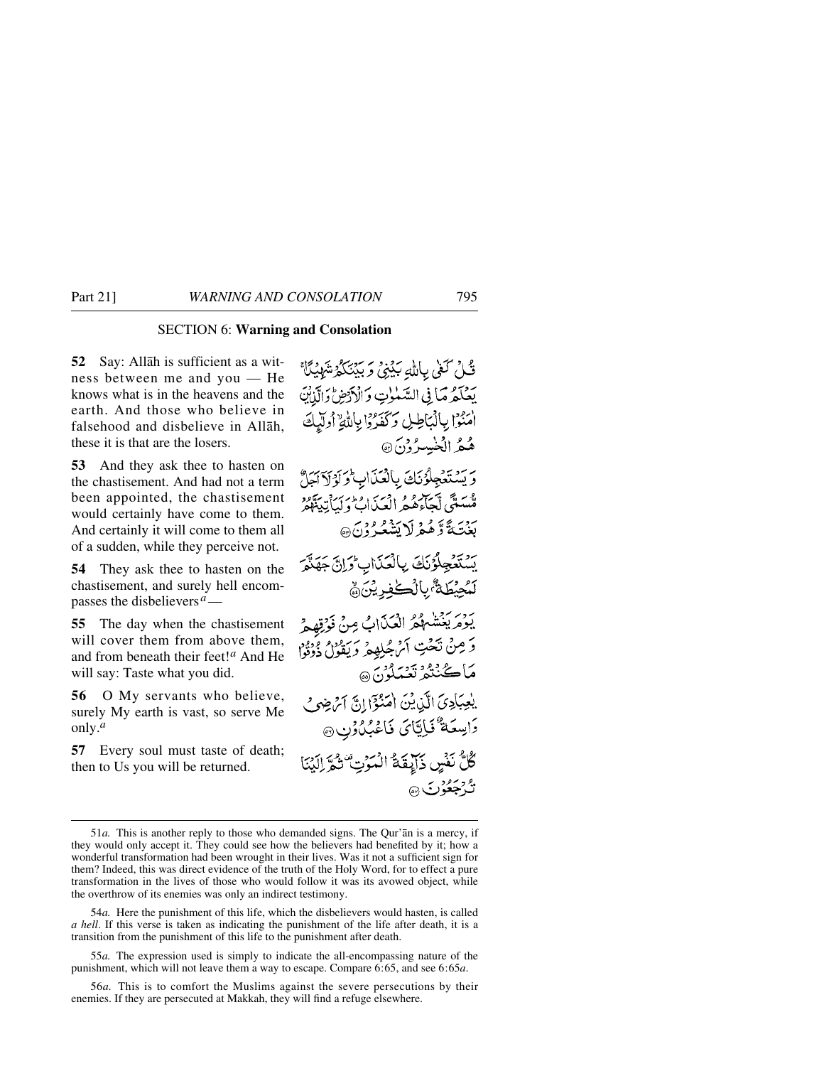## SECTION 6: **Warning and Consolation**

**52** Say: Allāh is sufficient as a witness between me and you — He knows what is in the heavens and the earth. And those who believe in falsehood and disbelieve in Allāh, these it is that are the losers.

قُلْ كَفٰى بِاللّٰهِ بَيْنِىْ وَ بَيْنَكُمْ شَهِيْدًا ۚ يَعْلَمُ مَا فِى السَّمٰوٰتِ وَ الْاَرْضِ ؕ وَ الَّذِيْنَ اٰمَنُوْا بِالْبَاطِلِ وَ كَفَرُوْا بِاللّٰهِ ۙ اُولٰٓئِكَ هُمُ الْخٰسِرُوْنَ ﴿۵۲﴾

**53** And they ask thee to hasten on the chastisement. And had not a term been appointed, the chastisement would certainly have come to them. And certainly it will come to them all of a sudden, while they perceive not.

وَ يَسْتَعْجِلُوْنَكَ بِالْعَذَابِ ؕ وَ لَوْ لَاۤ اَجَلٌ مُّسَمًّى لَّجَآءَهُمُ الْعَذَابُ ؕ وَ لَيَاْتِيَنَّهُمْ بَغْتَةً وَّ هُمْ لَا يَشْعُرُوْنَ ﴿۵۳﴾

**54** They ask thee to hasten on the chastisement, and surely hell encompasses the disbelievers[a] —

يَسْتَعْجِلُوْنَكَ بِالْعَذَابِ ؕ وَ اِنَّ جَهَنَّمَ لَمُحِيْطَةٌۢ بِالْكٰفِرِيْنَ ﴿۵۴﴾

**55** The day when the chastisement will cover them from above them, and from beneath their feet![a] And He will say: Taste what you did.

يَوْمَ يَغْشٰهُمُ الْعَذَابُ مِنْ فَوْقِهِمْ وَ مِنْ تَحْتِ اَرْجُلِهِمْ وَ يَقُوْلُ ذُوْقُوْا مَا كُنْتُمْ تَعْمَلُوْنَ ﴿۵۵﴾

**56** O My servants who believe, surely My earth is vast, so serve Me only.[a]

يٰعِبَادِىَ الَّذِيْنَ اٰمَنُوْۤا اِنَّ اَرْضِىْ وَاسِعَةٌ فَاِيَّاىَ فَاعْبُدُوْنِ ﴿۵۶﴾

**57** Every soul must taste of death; then to Us you will be returned.

كُلُّ نَفْسٍ ذَآئِقَةُ الْمَوْتِ ۟ ثُمَّ اِلَيْنَا تُرْجَعُوْنَ ﴿۵۷﴾

---

51*a.* This is another reply to those who demanded signs. The Qur'ān is a mercy, if they would only accept it. They could see how the believers had benefited by it; how a wonderful transformation had been wrought in their lives. Was it not a sufficient sign for them? Indeed, this was direct evidence of the truth of the Holy Word, for to effect a pure transformation in the lives of those who would follow it was its avowed object, while the overthrow of its enemies was only an indirect testimony.

54*a.* Here the punishment of this life, which the disbelievers would hasten, is called *a hell*. If this verse is taken as indicating the punishment of the life after death, it is a transition from the punishment of this life to the punishment after death.

55*a.* The expression used is simply to indicate the all-encompassing nature of the punishment, which will not leave them a way to escape. Compare 6:65, and see 6:65*a*.

56*a.* This is to comfort the Muslims against the severe persecutions by their enemies. If they are persecuted at Makkah, they will find a refuge elsewhere.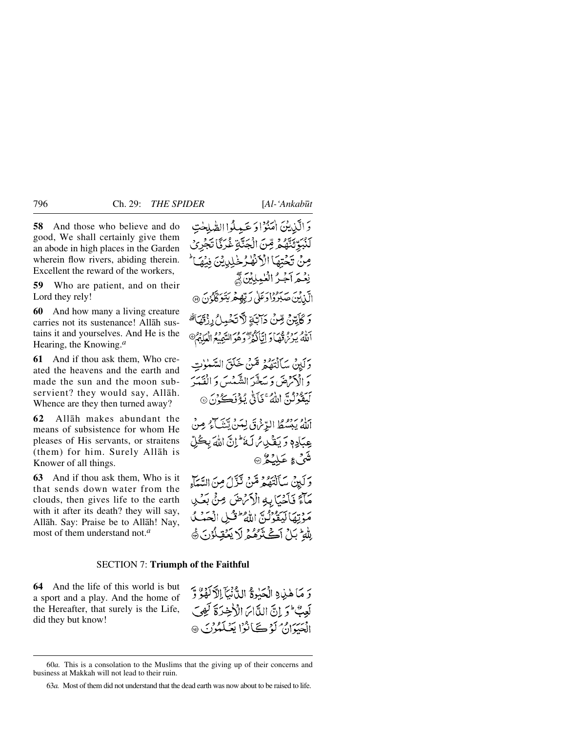**58** And those who believe and do good, We shall certainly give them an abode in high places in the Garden wherein flow rivers, abiding therein. Excellent the reward of the workers,

وَ الَّذِيْنَ اٰمَنُوْا وَ عَمِلُوا الصّٰلِحٰتِ لَنُبَوِّئَنَّهُمْ مِّنَ الْجَنَّةِ غُرَفًا تَجْرِيْ مِنْ تَحْتِهَا الْاَنْهٰرُ خٰلِدِيْنَ فِيْهَا ؕ نِعْمَ اَجْرُ الْعٰمِلِيْنَ ﴿۵۸﴾

**59** Who are patient, and on their Lord they rely!

الَّذِيْنَ صَبَرُوْا وَ عَلٰى رَبِّهِمْ يَتَوَكَّلُوْنَ ﴿۵۹﴾

**60** And how many a living creature carries not its sustenance! Allāh sustains it and yourselves. And He is the Hearing, the Knowing.[a]

وَ كَاَيِّنْ مِّنْ دَآبَّةٍ لَّا تَحْمِلُ رِزْقَهَا ٭ۖ اَللّٰهُ يَرْزُقُهَا وَ اِيَّاكُمْ ۫ۖ وَ هُوَ السَّمِيْعُ الْعَلِيْمُ ﴿۶۰﴾

**61** And if thou ask them, Who created the heavens and the earth and made the sun and the moon subservient? they would say, Allāh. Whence are they then turned away?

وَ لَئِنْ سَاَلْتَهُمْ مَّنْ خَلَقَ السَّمٰوٰتِ وَ الْاَرْضَ وَ سَخَّرَ الشَّمْسَ وَ الْقَمَرَ لَيَقُوْلُنَّ اللّٰهُ ۚ فَاَنّٰى يُؤْفَكُوْنَ ﴿۶۱﴾

**62** Allāh makes abundant the means of subsistence for whom He pleases of His servants, or straitens (them) for him. Surely Allāh is Knower of all things.

اَللّٰهُ يَبْسُطُ الرِّزْقَ لِمَنْ يَّشَآءُ مِنْ عِبَادِهٖ وَ يَقْدِرُ لَهٗ ؕ اِنَّ اللّٰهَ بِكُلِّ شَيْءٍ عَلِيْمٌ ﴿۶۲﴾

**63** And if thou ask them, Who is it that sends down water from the clouds, then gives life to the earth with it after its death? they will say, Allāh. Say: Praise be to Allāh! Nay, most of them understand not.[a]

وَ لَئِنْ سَاَلْتَهُمْ مَّنْ نَّزَّلَ مِنَ السَّمَآءِ مَآءً فَاَحْيَا بِهِ الْاَرْضَ مِنْۢ بَعْدِ مَوْتِهَا لَيَقُوْلُنَّ اللّٰهُ ؕ قُلِ الْحَمْدُ لِلّٰهِ ؕ بَلْ اَكْثَرُهُمْ لَا يَعْقِلُوْنَ ﴿۶۳﴾

## SECTION 7: **Triumph of the Faithful**

**64** And the life of this world is but a sport and a play. And the home of the Hereafter, that surely is the Life, did they but know!

وَ مَا هٰذِهِ الْحَيٰوةُ الدُّنْيَاۤ اِلَّا لَهْوٌ وَّ لَعِبٌ ؕ وَ اِنَّ الدَّارَ الْاٰخِرَةَ لَهِيَ الْحَيَوَانُ ۘ لَوْ كَانُوْا يَعْلَمُوْنَ ﴿۶۴﴾

---

60*a.* This is a consolation to the Muslims that the giving up of their concerns and business at Makkah will not lead to their ruin.

63*a.* Most of them did not understand that the dead earth was now about to be raised to life.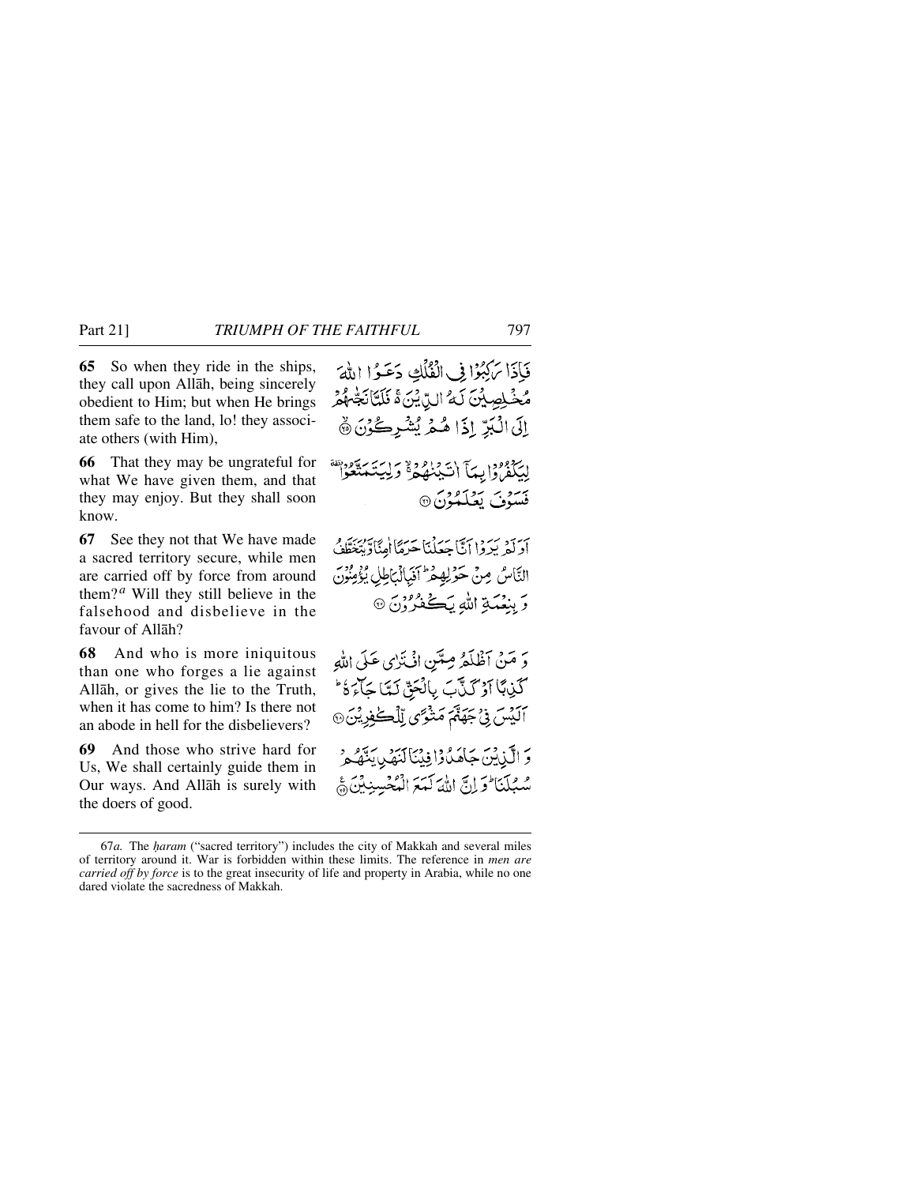**65** So when they ride in the ships, they call upon Allāh, being sincerely obedient to Him; but when He brings them safe to the land, lo! they associate others (with Him),

فَإِذَا رَكِبُوْا فِي الْفُلْكِ دَعَوُا اللّٰهَ مُخْلِصِيْنَ لَهُ الدِّيْنَ ۚ فَلَمَّا نَجّٰىهُمْ اِلَى الْبَرِّ اِذَا هُمْ يُشْرِكُوْنَ ﴿۶۵﴾

**66** That they may be ungrateful for what We have given them, and that they may enjoy. But they shall soon know.

لِيَكْفُرُوْا بِمَآ اٰتَيْنٰهُمْ ۚ وَلِيَتَمَتَّعُوْا ۚ فَسَوْفَ يَعْلَمُوْنَ ﴿۶۶﴾

**67** See they not that We have made a sacred territory secure, while men are carried off by force from around them?[a] Will they still believe in the falsehood and disbelieve in the favour of Allāh?

اَوَلَمْ يَرَوْا اَنَّا جَعَلْنَا حَرَمًا اٰمِنًا وَّيُتَخَطَّفُ النَّاسُ مِنْ حَوْلِهِمْ ؕ اَفَبِالْبَاطِلِ يُؤْمِنُوْنَ وَبِنِعْمَةِ اللّٰهِ يَكْفُرُوْنَ ﴿۶۷﴾

**68** And who is more iniquitous than one who forges a lie against Allāh, or gives the lie to the Truth, when it has come to him? Is there not an abode in hell for the disbelievers?

وَمَنْ اَظْلَمُ مِمَّنِ افْتَرٰى عَلَى اللّٰهِ كَذِبًا اَوْ كَذَّبَ بِالْحَقِّ لَمَّا جَآءَهٗ ؕ اَلَيْسَ فِيْ جَهَنَّمَ مَثْوًى لِّلْكٰفِرِيْنَ ﴿۶۸﴾

**69** And those who strive hard for Us, We shall certainly guide them in Our ways. And Allāh is surely with the doers of good.

وَالَّذِيْنَ جَاهَدُوْا فِيْنَا لَنَهْدِيَنَّهُمْ سُبُلَنَا ؕ وَاِنَّ اللّٰهَ لَمَعَ الْمُحْسِنِيْنَ ﴿۶۹﴾

---

67*a.* The *ḥaram* ("sacred territory") includes the city of Makkah and several miles of territory around it. War is forbidden within these limits. The reference in *men are carried off by force* is to the great insecurity of life and property in Arabia, while no one dared violate the sacredness of Makkah.